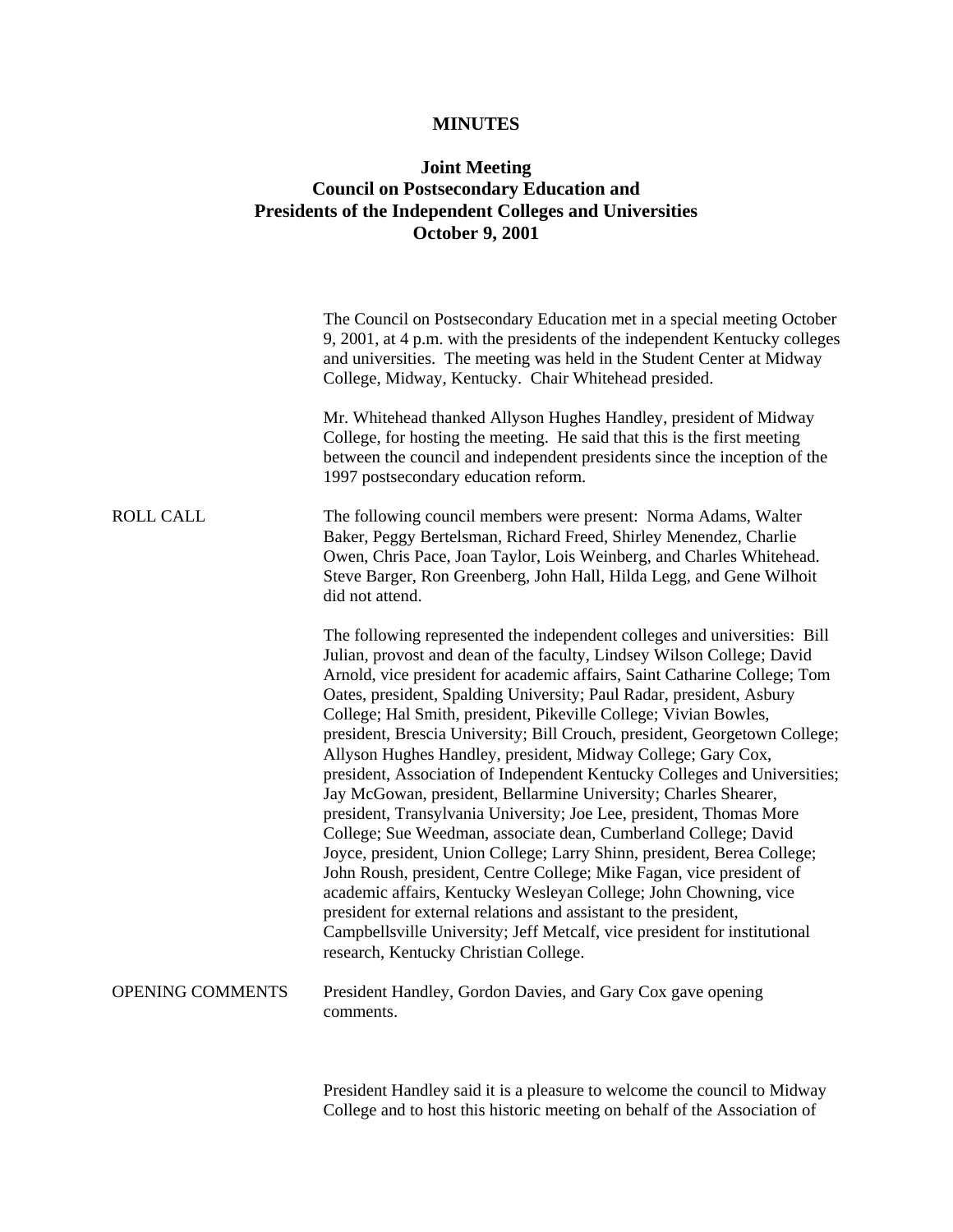# MINUTES

## Joint Meeting
## Council on Postsecondary Education and
## Presidents of the Independent Colleges and Universities
## October 9, 2001

The Council on Postsecondary Education met in a special meeting October 9, 2001, at 4 p.m. with the presidents of the independent Kentucky colleges and universities. The meeting was held in the Student Center at Midway College, Midway, Kentucky. Chair Whitehead presided.

Mr. Whitehead thanked Allyson Hughes Handley, president of Midway College, for hosting the meeting. He said that this is the first meeting between the council and independent presidents since the inception of the 1997 postsecondary education reform.

**ROLL CALL**

The following council members were present: Norma Adams, Walter Baker, Peggy Bertelsman, Richard Freed, Shirley Menendez, Charlie Owen, Chris Pace, Joan Taylor, Lois Weinberg, and Charles Whitehead. Steve Barger, Ron Greenberg, John Hall, Hilda Legg, and Gene Wilhoit did not attend.

The following represented the independent colleges and universities: Bill Julian, provost and dean of the faculty, Lindsey Wilson College; David Arnold, vice president for academic affairs, Saint Catharine College; Tom Oates, president, Spalding University; Paul Radar, president, Asbury College; Hal Smith, president, Pikeville College; Vivian Bowles, president, Brescia University; Bill Crouch, president, Georgetown College; Allyson Hughes Handley, president, Midway College; Gary Cox, president, Association of Independent Kentucky Colleges and Universities; Jay McGowan, president, Bellarmine University; Charles Shearer, president, Transylvania University; Joe Lee, president, Thomas More College; Sue Weedman, associate dean, Cumberland College; David Joyce, president, Union College; Larry Shinn, president, Berea College; John Roush, president, Centre College; Mike Fagan, vice president of academic affairs, Kentucky Wesleyan College; John Chowning, vice president for external relations and assistant to the president, Campbellsville University; Jeff Metcalf, vice president for institutional research, Kentucky Christian College.

**OPENING COMMENTS**

President Handley, Gordon Davies, and Gary Cox gave opening comments.

President Handley said it is a pleasure to welcome the council to Midway College and to host this historic meeting on behalf of the Association of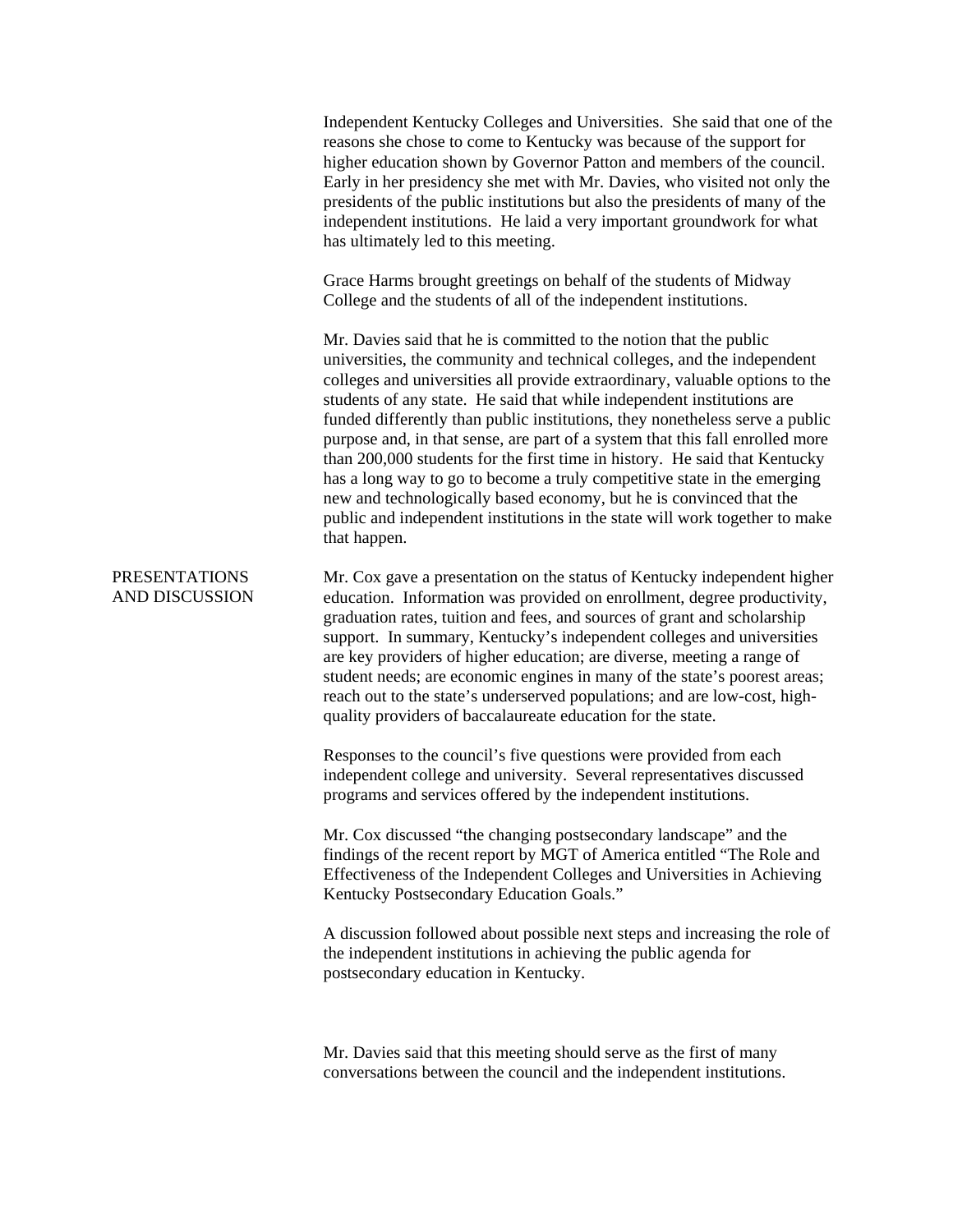Independent Kentucky Colleges and Universities. She said that one of the reasons she chose to come to Kentucky was because of the support for higher education shown by Governor Patton and members of the council. Early in her presidency she met with Mr. Davies, who visited not only the presidents of the public institutions but also the presidents of many of the independent institutions. He laid a very important groundwork for what has ultimately led to this meeting.

Grace Harms brought greetings on behalf of the students of Midway College and the students of all of the independent institutions.

Mr. Davies said that he is committed to the notion that the public universities, the community and technical colleges, and the independent colleges and universities all provide extraordinary, valuable options to the students of any state. He said that while independent institutions are funded differently than public institutions, they nonetheless serve a public purpose and, in that sense, are part of a system that this fall enrolled more than 200,000 students for the first time in history. He said that Kentucky has a long way to go to become a truly competitive state in the emerging new and technologically based economy, but he is convinced that the public and independent institutions in the state will work together to make that happen.

## PRESENTATIONS AND DISCUSSION

Mr. Cox gave a presentation on the status of Kentucky independent higher education. Information was provided on enrollment, degree productivity, graduation rates, tuition and fees, and sources of grant and scholarship support. In summary, Kentucky's independent colleges and universities are key providers of higher education; are diverse, meeting a range of student needs; are economic engines in many of the state's poorest areas; reach out to the state's underserved populations; and are low-cost, high-quality providers of baccalaureate education for the state.

Responses to the council's five questions were provided from each independent college and university. Several representatives discussed programs and services offered by the independent institutions.

Mr. Cox discussed "the changing postsecondary landscape" and the findings of the recent report by MGT of America entitled "The Role and Effectiveness of the Independent Colleges and Universities in Achieving Kentucky Postsecondary Education Goals."

A discussion followed about possible next steps and increasing the role of the independent institutions in achieving the public agenda for postsecondary education in Kentucky.

Mr. Davies said that this meeting should serve as the first of many conversations between the council and the independent institutions.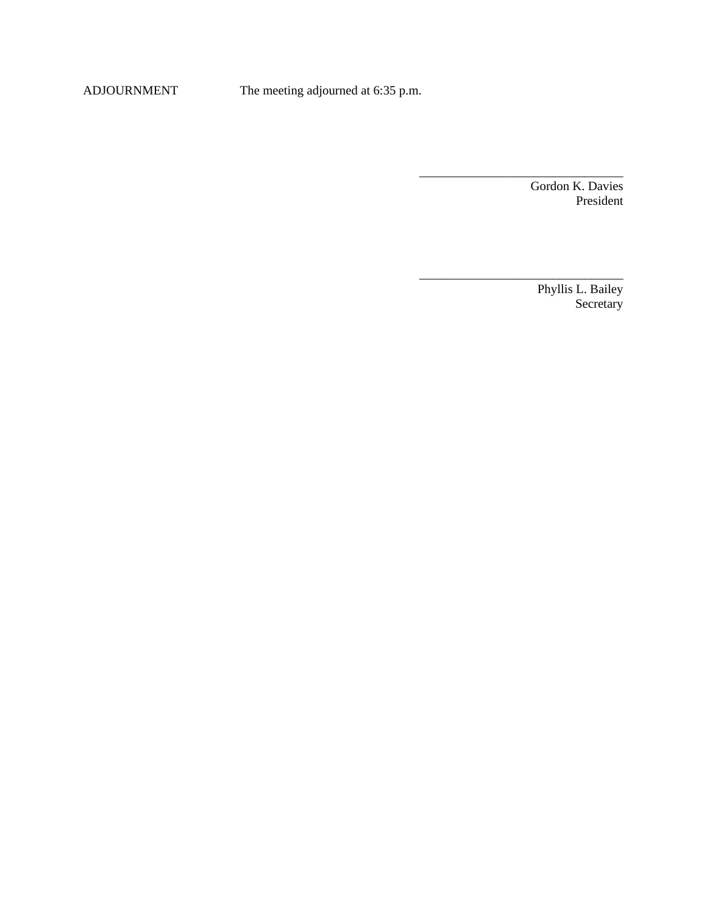ADJOURNMENT The meeting adjourned at 6:35 p.m.

\_\_\_\_\_\_\_\_\_\_\_\_\_\_\_\_\_\_\_\_\_\_\_\_\_\_\_\_\_\_\_\_\_\_

Gordon K. Davies
President

\_\_\_\_\_\_\_\_\_\_\_\_\_\_\_\_\_\_\_\_\_\_\_\_\_\_\_\_\_\_\_\_\_\_

Phyllis L. Bailey
Secretary